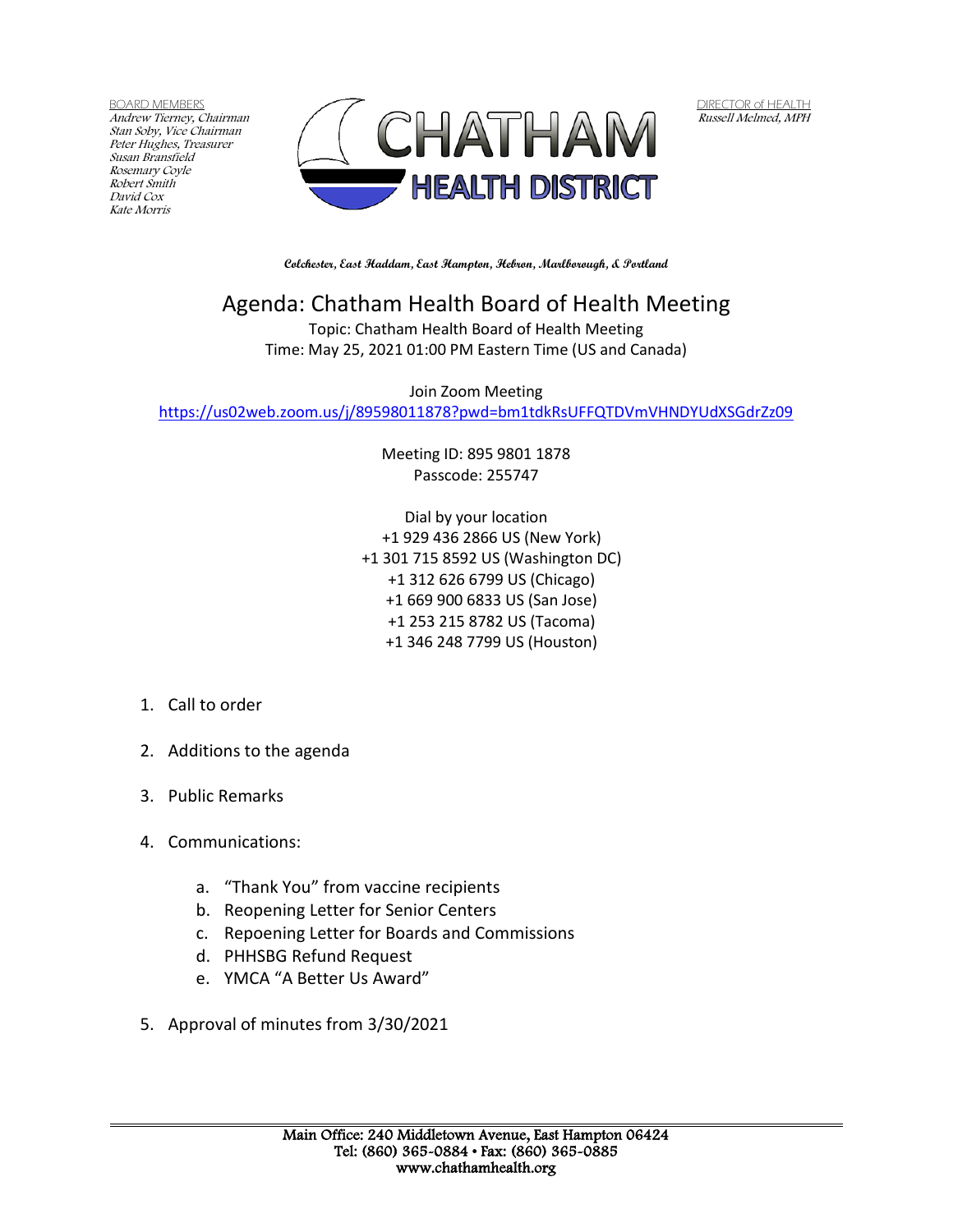BOARD MEMBERS
*Andrew Tierney, Chairman*
*Stan Soby, Vice Chairman*
*Peter Hughes, Treasurer*
*Susan Bransfield*
*Rosemary Coyle*
*Robert Smith*
*David Cox*
*Kate Morris*

CHATHAM HEALTH DISTRICT

DIRECTOR of HEALTH
*Russell Melmed, MPH*

**Colchester, East Haddam, East Hampton, Hebron, Marlborough, & Portland**

# Agenda: Chatham Health Board of Health Meeting

Topic: Chatham Health Board of Health Meeting
Time: May 25, 2021 01:00 PM Eastern Time (US and Canada)

Join Zoom Meeting
https://us02web.zoom.us/j/89598011878?pwd=bm1tdkRsUFFQTDVmVHNDYUdXSGdrZz09

Meeting ID: 895 9801 1878
Passcode: 255747

Dial by your location
+1 929 436 2866 US (New York)
+1 301 715 8592 US (Washington DC)
+1 312 626 6799 US (Chicago)
+1 669 900 6833 US (San Jose)
+1 253 215 8782 US (Tacoma)
+1 346 248 7799 US (Houston)

1. Call to order
2. Additions to the agenda
3. Public Remarks
4. Communications:
    a. "Thank You" from vaccine recipients
    b. Reopening Letter for Senior Centers
    c. Repoening Letter for Boards and Commissions
    d. PHHSBG Refund Request
    e. YMCA "A Better Us Award"
5. Approval of minutes from 3/30/2021

Main Office: 240 Middletown Avenue, East Hampton 06424
Tel: (860) 365-0884 • Fax: (860) 365-0885
www.chathamhealth.org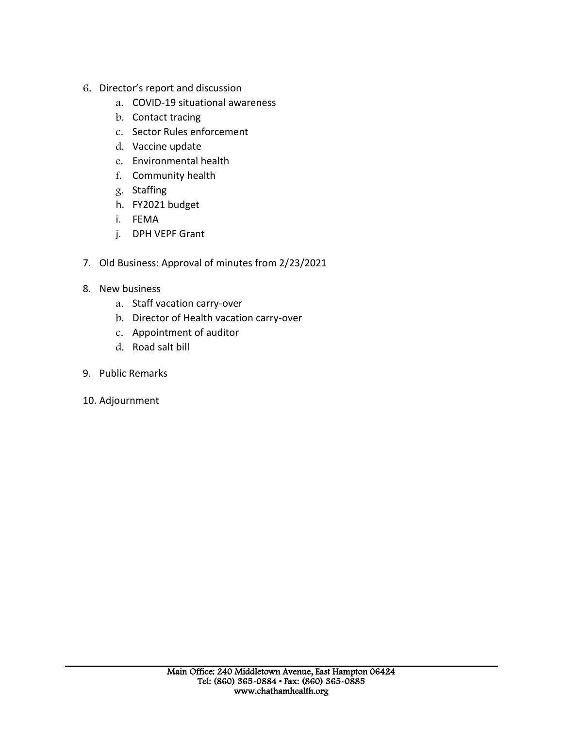6. Director's report and discussion
    a. COVID-19 situational awareness
    b. Contact tracing
    c. Sector Rules enforcement
    d. Vaccine update
    e. Environmental health
    f. Community health
    g. Staffing
    h. FY2021 budget
    i. FEMA
    j. DPH VEPF Grant

7. Old Business: Approval of minutes from 2/23/2021

8. New business
    a. Staff vacation carry-over
    b. Director of Health vacation carry-over
    c. Appointment of auditor
    d. Road salt bill

9. Public Remarks

10. Adjournment

Main Office: 240 Middletown Avenue, East Hampton 06424
Tel: (860) 365-0884 • Fax: (860) 365-0885
www.chathamhealth.org